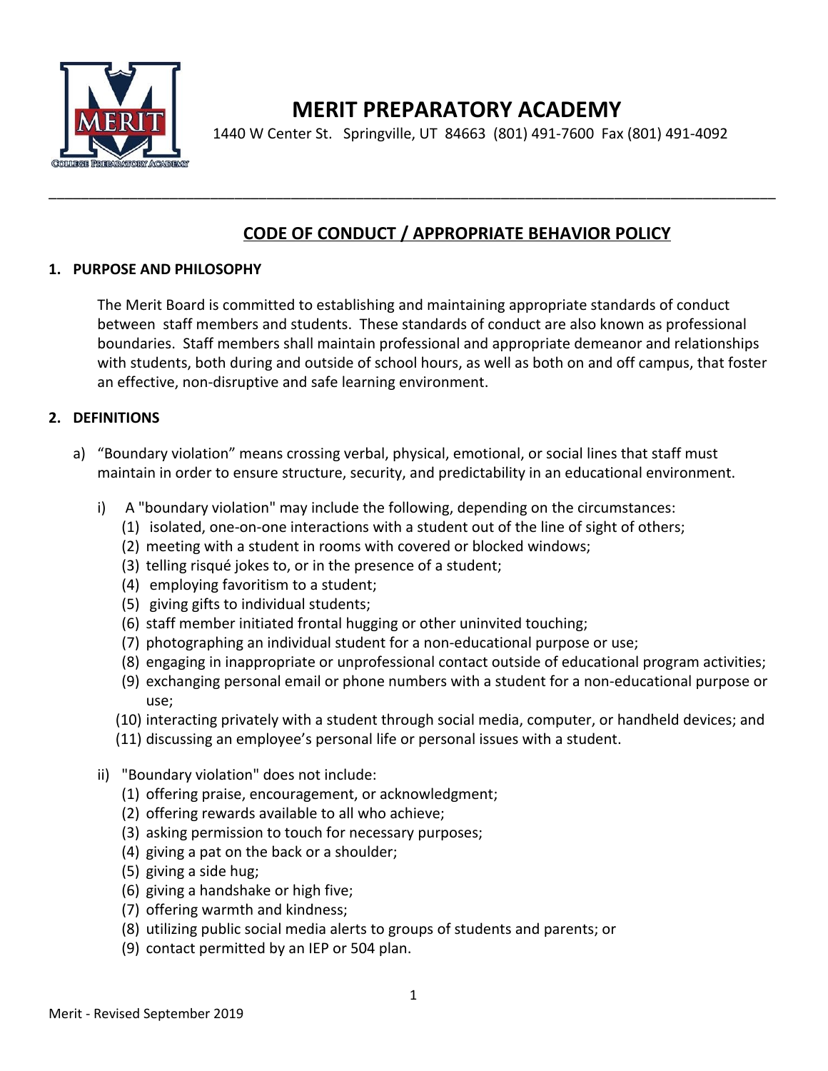# MERIT PREPARATORY ACADEMY

1440 W Center St. Springville, UT 84663 (801) 491-7600 Fax (801) 491-4092

---

## CODE OF CONDUCT / APPROPRIATE BEHAVIOR POLICY

### 1. PURPOSE AND PHILOSOPHY

The Merit Board is committed to establishing and maintaining appropriate standards of conduct between staff members and students. These standards of conduct are also known as professional boundaries. Staff members shall maintain professional and appropriate demeanor and relationships with students, both during and outside of school hours, as well as both on and off campus, that foster an effective, non-disruptive and safe learning environment.

### 2. DEFINITIONS

a) "Boundary violation" means crossing verbal, physical, emotional, or social lines that staff must maintain in order to ensure structure, security, and predictability in an educational environment.

i) A "boundary violation" may include the following, depending on the circumstances:
  (1) isolated, one-on-one interactions with a student out of the line of sight of others;
  (2) meeting with a student in rooms with covered or blocked windows;
  (3) telling risqué jokes to, or in the presence of a student;
  (4) employing favoritism to a student;
  (5) giving gifts to individual students;
  (6) staff member initiated frontal hugging or other uninvited touching;
  (7) photographing an individual student for a non-educational purpose or use;
  (8) engaging in inappropriate or unprofessional contact outside of educational program activities;
  (9) exchanging personal email or phone numbers with a student for a non-educational purpose or use;
  (10) interacting privately with a student through social media, computer, or handheld devices; and
  (11) discussing an employee's personal life or personal issues with a student.

ii) "Boundary violation" does not include:
  (1) offering praise, encouragement, or acknowledgment;
  (2) offering rewards available to all who achieve;
  (3) asking permission to touch for necessary purposes;
  (4) giving a pat on the back or a shoulder;
  (5) giving a side hug;
  (6) giving a handshake or high five;
  (7) offering warmth and kindness;
  (8) utilizing public social media alerts to groups of students and parents; or
  (9) contact permitted by an IEP or 504 plan.

Merit - Revised September 2019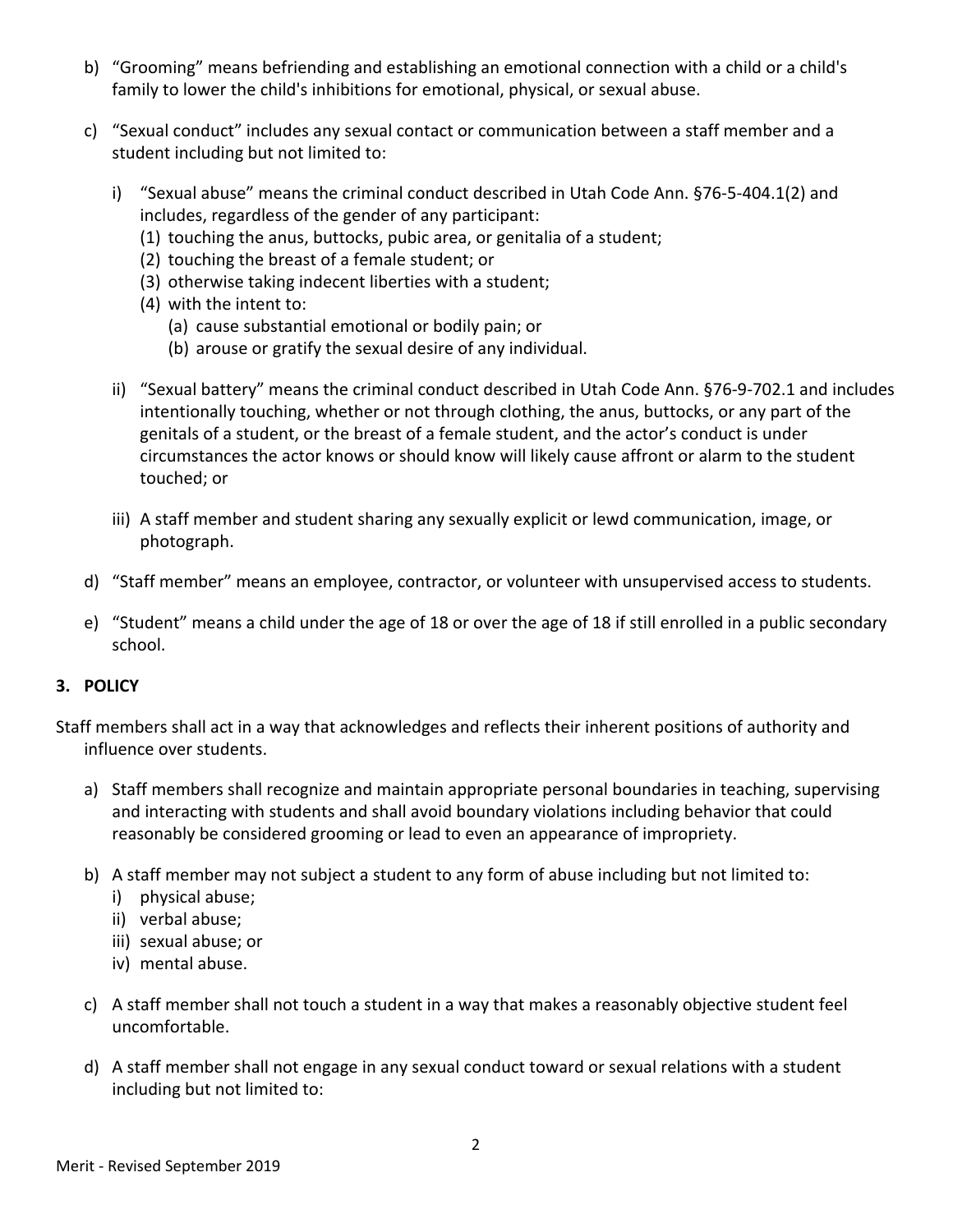b) "Grooming" means befriending and establishing an emotional connection with a child or a child's family to lower the child's inhibitions for emotional, physical, or sexual abuse.

c) "Sexual conduct" includes any sexual contact or communication between a staff member and a student including but not limited to:

   i) "Sexual abuse" means the criminal conduct described in Utah Code Ann. §76-5-404.1(2) and includes, regardless of the gender of any participant:
      (1) touching the anus, buttocks, pubic area, or genitalia of a student;
      (2) touching the breast of a female student; or
      (3) otherwise taking indecent liberties with a student;
      (4) with the intent to:
         (a) cause substantial emotional or bodily pain; or
         (b) arouse or gratify the sexual desire of any individual.

   ii) "Sexual battery" means the criminal conduct described in Utah Code Ann. §76-9-702.1 and includes intentionally touching, whether or not through clothing, the anus, buttocks, or any part of the genitals of a student, or the breast of a female student, and the actor's conduct is under circumstances the actor knows or should know will likely cause affront or alarm to the student touched; or

   iii) A staff member and student sharing any sexually explicit or lewd communication, image, or photograph.

d) "Staff member" means an employee, contractor, or volunteer with unsupervised access to students.

e) "Student" means a child under the age of 18 or over the age of 18 if still enrolled in a public secondary school.

**3. POLICY**

Staff members shall act in a way that acknowledges and reflects their inherent positions of authority and influence over students.

a) Staff members shall recognize and maintain appropriate personal boundaries in teaching, supervising and interacting with students and shall avoid boundary violations including behavior that could reasonably be considered grooming or lead to even an appearance of impropriety.

b) A staff member may not subject a student to any form of abuse including but not limited to:
   i) physical abuse;
   ii) verbal abuse;
   iii) sexual abuse; or
   iv) mental abuse.

c) A staff member shall not touch a student in a way that makes a reasonably objective student feel uncomfortable.

d) A staff member shall not engage in any sexual conduct toward or sexual relations with a student including but not limited to: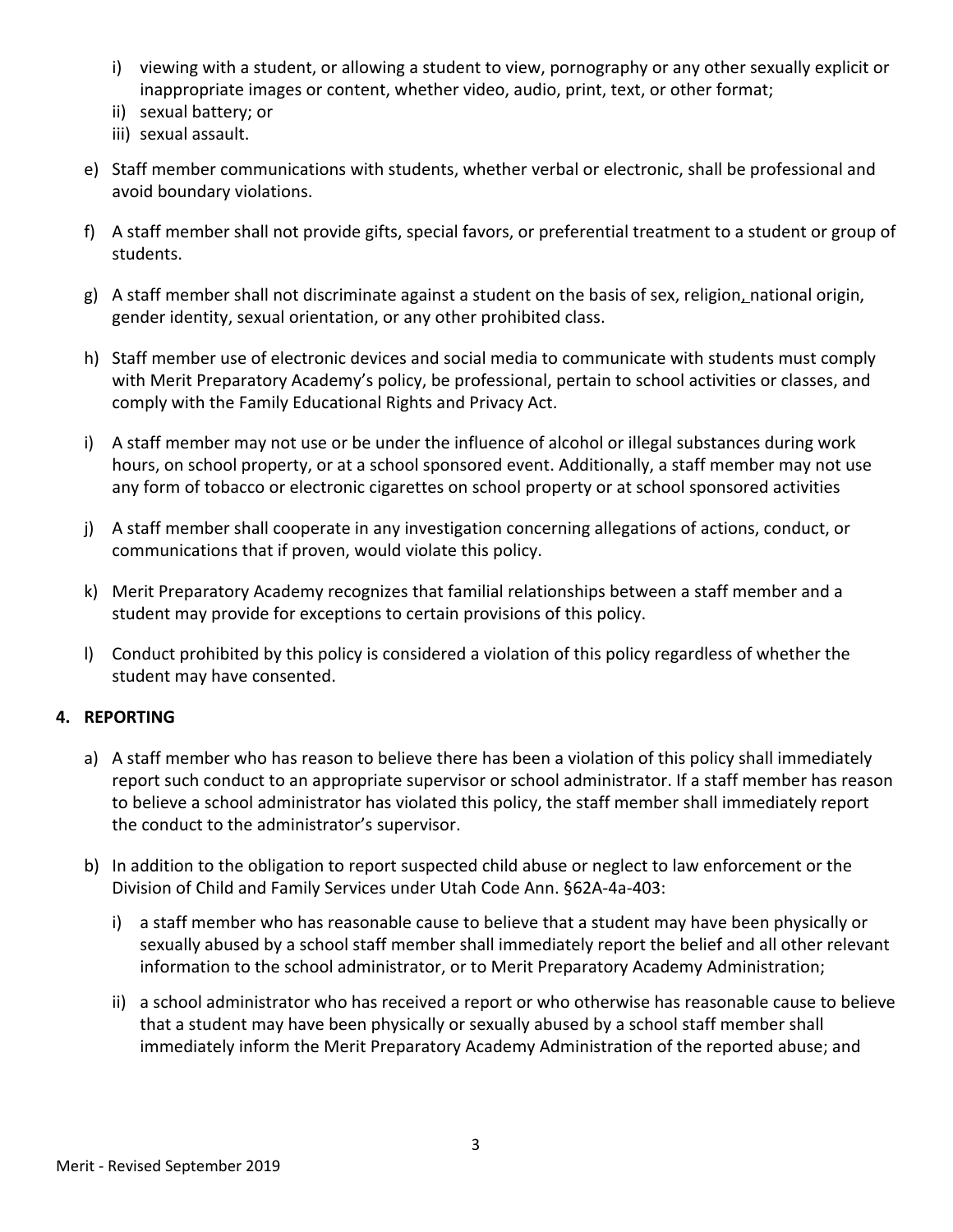i) viewing with a student, or allowing a student to view, pornography or any other sexually explicit or inappropriate images or content, whether video, audio, print, text, or other format;
ii) sexual battery; or
iii) sexual assault.

e) Staff member communications with students, whether verbal or electronic, shall be professional and avoid boundary violations.

f) A staff member shall not provide gifts, special favors, or preferential treatment to a student or group of students.

g) A staff member shall not discriminate against a student on the basis of sex, religion, national origin, gender identity, sexual orientation, or any other prohibited class.

h) Staff member use of electronic devices and social media to communicate with students must comply with Merit Preparatory Academy's policy, be professional, pertain to school activities or classes, and comply with the Family Educational Rights and Privacy Act.

i) A staff member may not use or be under the influence of alcohol or illegal substances during work hours, on school property, or at a school sponsored event. Additionally, a staff member may not use any form of tobacco or electronic cigarettes on school property or at school sponsored activities

j) A staff member shall cooperate in any investigation concerning allegations of actions, conduct, or communications that if proven, would violate this policy.

k) Merit Preparatory Academy recognizes that familial relationships between a staff member and a student may provide for exceptions to certain provisions of this policy.

l) Conduct prohibited by this policy is considered a violation of this policy regardless of whether the student may have consented.

**4. REPORTING**

a) A staff member who has reason to believe there has been a violation of this policy shall immediately report such conduct to an appropriate supervisor or school administrator. If a staff member has reason to believe a school administrator has violated this policy, the staff member shall immediately report the conduct to the administrator's supervisor.

b) In addition to the obligation to report suspected child abuse or neglect to law enforcement or the Division of Child and Family Services under Utah Code Ann. §62A-4a-403:

   i) a staff member who has reasonable cause to believe that a student may have been physically or sexually abused by a school staff member shall immediately report the belief and all other relevant information to the school administrator, or to Merit Preparatory Academy Administration;

   ii) a school administrator who has received a report or who otherwise has reasonable cause to believe that a student may have been physically or sexually abused by a school staff member shall immediately inform the Merit Preparatory Academy Administration of the reported abuse; and

Merit - Revised September 2019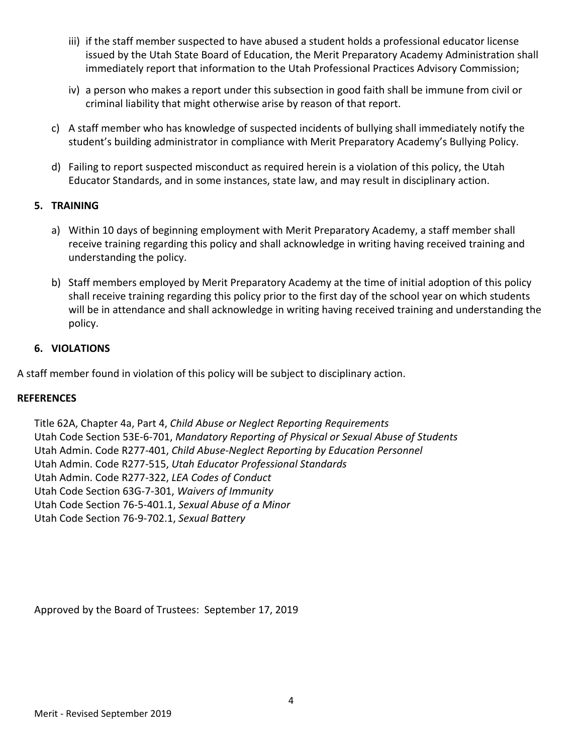iii) if the staff member suspected to have abused a student holds a professional educator license issued by the Utah State Board of Education, the Merit Preparatory Academy Administration shall immediately report that information to the Utah Professional Practices Advisory Commission;

iv) a person who makes a report under this subsection in good faith shall be immune from civil or criminal liability that might otherwise arise by reason of that report.

c) A staff member who has knowledge of suspected incidents of bullying shall immediately notify the student's building administrator in compliance with Merit Preparatory Academy's Bullying Policy.

d) Failing to report suspected misconduct as required herein is a violation of this policy, the Utah Educator Standards, and in some instances, state law, and may result in disciplinary action.

**5. TRAINING**

a) Within 10 days of beginning employment with Merit Preparatory Academy, a staff member shall receive training regarding this policy and shall acknowledge in writing having received training and understanding the policy.

b) Staff members employed by Merit Preparatory Academy at the time of initial adoption of this policy shall receive training regarding this policy prior to the first day of the school year on which students will be in attendance and shall acknowledge in writing having received training and understanding the policy.

**6. VIOLATIONS**

A staff member found in violation of this policy will be subject to disciplinary action.

**REFERENCES**

Title 62A, Chapter 4a, Part 4, *Child Abuse or Neglect Reporting Requirements*
Utah Code Section 53E-6-701, *Mandatory Reporting of Physical or Sexual Abuse of Students*
Utah Admin. Code R277-401, *Child Abuse-Neglect Reporting by Education Personnel*
Utah Admin. Code R277-515, *Utah Educator Professional Standards*
Utah Admin. Code R277-322, *LEA Codes of Conduct*
Utah Code Section 63G-7-301, *Waivers of Immunity*
Utah Code Section 76-5-401.1, *Sexual Abuse of a Minor*
Utah Code Section 76-9-702.1, *Sexual Battery*

Approved by the Board of Trustees: September 17, 2019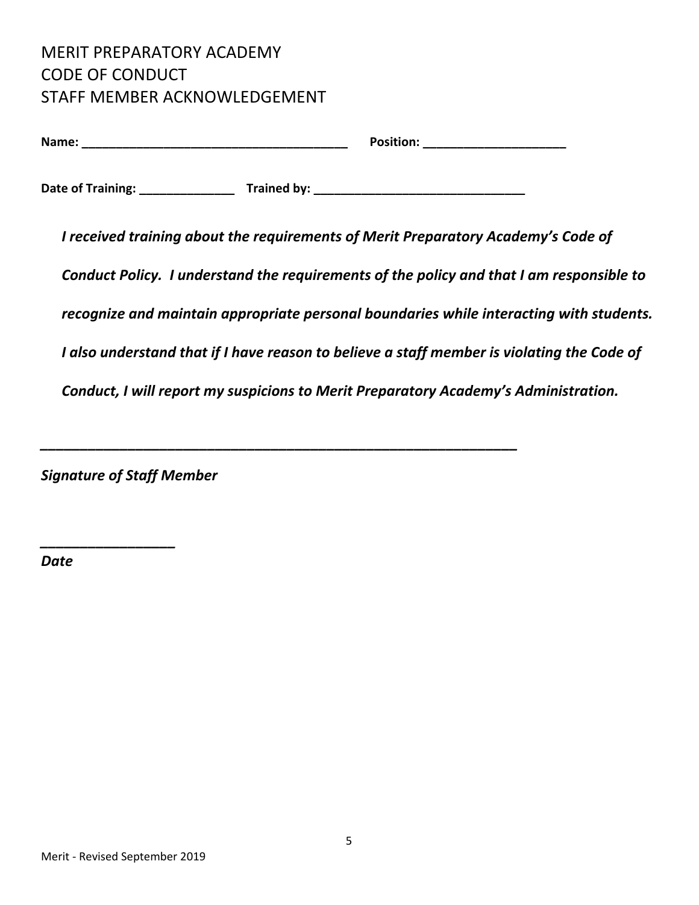MERIT PREPARATORY ACADEMY
CODE OF CONDUCT
STAFF MEMBER ACKNOWLEDGEMENT

**Name: ________________________________________** **Position: _____________________**

**Date of Training: ______________** **Trained by: _______________________________**

***I received training about the requirements of Merit Preparatory Academy's Code of Conduct Policy. I understand the requirements of the policy and that I am responsible to recognize and maintain appropriate personal boundaries while interacting with students. I also understand that if I have reason to believe a staff member is violating the Code of Conduct, I will report my suspicions to Merit Preparatory Academy's Administration.***

_________________________________________________________________

***Signature of Staff Member***

__________________

***Date***

Merit - Revised September 2019